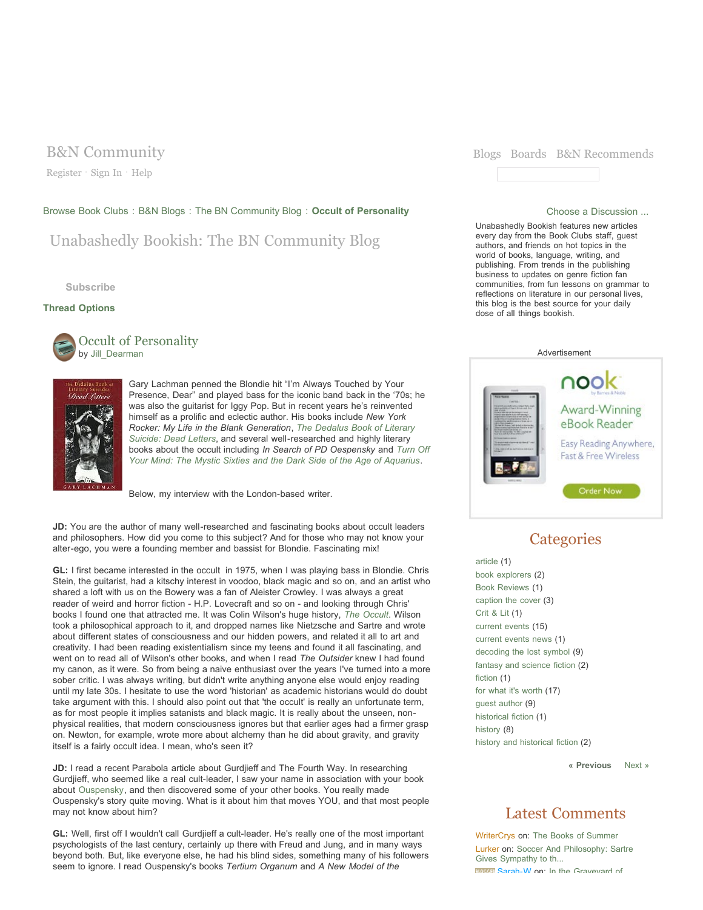B&N Community

Register · Sign In · Help

Blogs Boards B&N Recommends

Browse Book Clubs : B&N Blogs : The BN Community Blog : **Occult of Personality**

# Unabashedly Bookish: The BN Community Blog

Subscribe

**Thread Options**

## Occult of Personality

by Jill_Dearman

Gary Lachman penned the Blondie hit "I'm Always Touched by Your Presence, Dear" and played bass for the iconic band back in the '70s; he was also the guitarist for Iggy Pop. But in recent years he's reinvented himself as a prolific and eclectic author. His books include *New York Rocker: My Life in the Blank Generation*, *The Dedalus Book of Literary Suicide: Dead Letters*, and several well-researched and highly literary books about the occult including *In Search of PD Oespensky* and *Turn Off Your Mind: The Mystic Sixties and the Dark Side of the Age of Aquarius*.

Below, my interview with the London-based writer.

**JD:** You are the author of many well-researched and fascinating books about occult leaders and philosophers. How did you come to this subject? And for those who may not know your alter-ego, you were a founding member and bassist for Blondie. Fascinating mix!

**GL:** I first became interested in the occult in 1975, when I was playing bass in Blondie. Chris Stein, the guitarist, had a kitschy interest in voodoo, black magic and so on, and an artist who shared a loft with us on the Bowery was a fan of Aleister Crowley. I was always a great reader of weird and horror fiction - H.P. Lovecraft and so on - and looking through Chris' books I found one that attracted me. It was Colin Wilson's huge history, *The Occult*. Wilson took a philosophical approach to it, and dropped names like Nietzsche and Sartre and wrote about different states of consciousness and our hidden powers, and related it all to art and creativity. I had been reading existentialism since my teens and found it all fascinating, and went on to read all of Wilson's other books, and when I read *The Outsider* knew I had found my canon, as it were. So from being a naive enthusiast over the years I've turned into a more sober critic. I was always writing, but didn't write anything anyone else would enjoy reading until my late 30s. I hesitate to use the word 'historian' as academic historians would do doubt take argument with this. I should also point out that 'the occult' is really an unfortunate term, as for most people it implies satanists and black magic. It is really about the unseen, non-physical realities, that modern consciousness ignores but that earlier ages had a firmer grasp on. Newton, for example, wrote more about alchemy than he did about gravity, and gravity itself is a fairly occult idea. I mean, who's seen it?

**JD:** I read a recent Parabola article about Gurdjieff and The Fourth Way. In researching Gurdjieff, who seemed like a real cult-leader, I saw your name in association with your book about Ouspensky, and then discovered some of your other books. You really made Ouspensky's story quite moving. What is it about him that moves YOU, and that most people may not know about him?

**GL:** Well, first off I wouldn't call Gurdjieff a cult-leader. He's really one of the most important psychologists of the last century, certainly up there with Freud and Jung, and in many ways beyond both. But, like everyone else, he had his blind sides, something many of his followers seem to ignore. I read Ouspensky's books *Tertium Organum* and *A New Model of the*

Choose a Discussion ...

Unabashedly Bookish features new articles every day from the Book Clubs staff, guest authors, and friends on hot topics in the world of books, language, writing, and publishing. From trends in the publishing business to updates on genre fiction fan communities, from fun lessons on grammar to reflections on literature in our personal lives, this blog is the best source for your daily dose of all things bookish.

Advertisement

nook by Barnes & Noble — Award-Winning eBook Reader — Easy Reading Anywhere, Fast & Free Wireless — Order Now

## Categories

- article (1)
- book explorers (2)
- Book Reviews (1)
- caption the cover (3)
- Crit & Lit (1)
- current events (15)
- current events news (1)
- decoding the lost symbol (9)
- fantasy and science fiction (2)
- fiction (1)
- for what it's worth (17)
- guest author (9)
- historical fiction (1)
- history (8)
- history and historical fiction (2)

« Previous Next »

## Latest Comments

WriterCrys on: The Books of Summer

Lurker on: Soccer And Philosophy: Sartre Gives Sympathy to th...

Sarah-W on: In the Graveyard of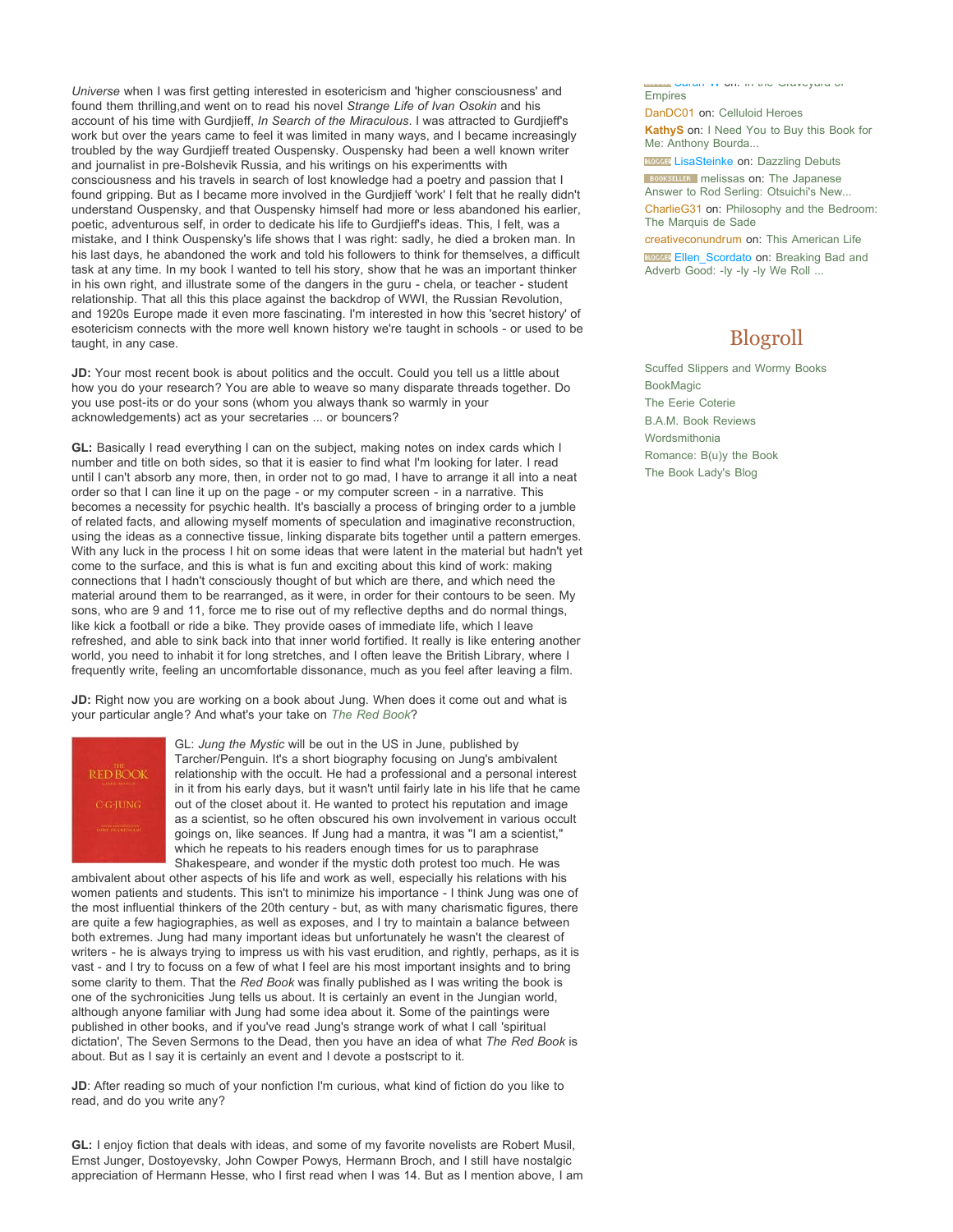*Universe* when I was first getting interested in esotericism and 'higher consciousness' and found them thrilling,and went on to read his novel *Strange Life of Ivan Osokin* and his account of his time with Gurdjieff, *In Search of the Miraculous*. I was attracted to Gurdjieff's work but over the years came to feel it was limited in many ways, and I became increasingly troubled by the way Gurdjieff treated Ouspensky. Ouspensky had been a well known writer and journalist in pre-Bolshevik Russia, and his writings on his experiments with consciousness and his travels in search of lost knowledge had a poetry and passion that I found gripping. But as I became more involved in the Gurdjieff 'work' I felt that he really didn't understand Ouspensky, and that Ouspensky himself had more or less abandoned his earlier, poetic, adventurous self, in order to dedicate his life to Gurdjieff's ideas. This, I felt, was a mistake, and I think Ouspensky's life shows that I was right: sadly, he died a broken man. In his last days, he abandoned the work and told his followers to think for themselves, a difficult task at any time. In my book I wanted to tell his story, show that he was an important thinker in his own right, and illustrate some of the dangers in the guru - chela, or teacher - student relationship. That all this this place against the backdrop of WWI, the Russian Revolution, and 1920s Europe made it even more fascinating. I'm interested in how this 'secret history' of esotericism connects with the more well known history we're taught in schools - or used to be taught, in any case.

**JD:** Your most recent book is about politics and the occult. Could you tell us a little about how you do your research? You are able to weave so many disparate threads together. Do you use post-its or do your sons (whom you always thank so warmly in your acknowledgements) act as your secretaries ... or bouncers?

**GL:** Basically I read everything I can on the subject, making notes on index cards which I number and title on both sides, so that it is easier to find what I'm looking for later. I read until I can't absorb any more, then, in order not to go mad, I have to arrange it all into a neat order so that I can line it up on the page - or my computer screen - in a narrative. This becomes a necessity for psychic health. It's bascially a process of bringing order to a jumble of related facts, and allowing myself moments of speculation and imaginative reconstruction, using the ideas as a connective tissue, linking disparate bits together until a pattern emerges. With any luck in the process I hit on some ideas that were latent in the material but hadn't yet come to the surface, and this is what is fun and exciting about this kind of work: making connections that I hadn't consciously thought of but which are there, and which need the material around them to be rearranged, as it were, in order for their contours to be seen. My sons, who are 9 and 11, force me to rise out of my reflective depths and do normal things, like kick a football or ride a bike. They provide oases of immediate life, which I leave refreshed, and able to sink back into that inner world fortified. It really is like entering another world, you need to inhabit it for long stretches, and I often leave the British Library, where I frequently write, feeling an uncomfortable dissonance, much as you feel after leaving a film.

**JD:** Right now you are working on a book about Jung. When does it come out and what is your particular angle? And what's your take on *The Red Book*?

GL: *Jung the Mystic* will be out in the US in June, published by Tarcher/Penguin. It's a short biography focusing on Jung's ambivalent relationship with the occult. He had a professional and a personal interest in it from his early days, but it wasn't until fairly late in his life that he came out of the closet about it. He wanted to protect his reputation and image as a scientist, so he often obscured his own involvement in various occult goings on, like seances. If Jung had a mantra, it was "I am a scientist," which he repeats to his readers enough times for us to paraphrase Shakespeare, and wonder if the mystic doth protest too much. He was ambivalent about other aspects of his life and work as well, especially his relations with his women patients and students. This isn't to minimize his importance - I think Jung was one of the most influential thinkers of the 20th century - but, as with many charismatic figures, there are quite a few hagiographies, as well as exposes, and I try to maintain a balance between both extremes. Jung had many important ideas but unfortunately he wasn't the clearest of writers - he is always trying to impress us with his vast erudition, and rightly, perhaps, as it is vast - and I try to focuss on a few of what I feel are his most important insights and to bring some clarity to them. That the *Red Book* was finally published as I was writing the book is one of the sychronicities Jung tells us about. It is certainly an event in the Jungian world, although anyone familiar with Jung had some idea about it. Some of the paintings were published in other books, and if you've read Jung's strange work of what I call 'spiritual dictation', The Seven Sermons to the Dead, then you have an idea of what *The Red Book* is about. But as I say it is certainly an event and I devote a postscript to it.

**JD**: After reading so much of your nonfiction I'm curious, what kind of fiction do you like to read, and do you write any?

**GL:** I enjoy fiction that deals with ideas, and some of my favorite novelists are Robert Musil, Ernst Junger, Dostoyevsky, John Cowper Powys, Hermann Broch, and I still have nostalgic appreciation of Hermann Hesse, who I first read when I was 14. But as I mention above, I am

Sarah W on: In the Graveyard of Empires

DanDC01 on: Celluloid Heroes

**KathyS** on: I Need You to Buy this Book for Me: Anthony Bourda...

LisaSteinke on: Dazzling Debuts

melissas on: The Japanese Answer to Rod Serling: Otsuichi's New...

CharlieG31 on: Philosophy and the Bedroom: The Marquis de Sade

creativeconundrum on: This American Life

Ellen_Scordato on: Breaking Bad and Adverb Good: -ly -ly -ly We Roll ...

## Blogroll

- Scuffed Slippers and Wormy Books
- BookMagic
- The Eerie Coterie
- B.A.M. Book Reviews
- Wordsmithonia
- Romance: B(u)y the Book
- The Book Lady's Blog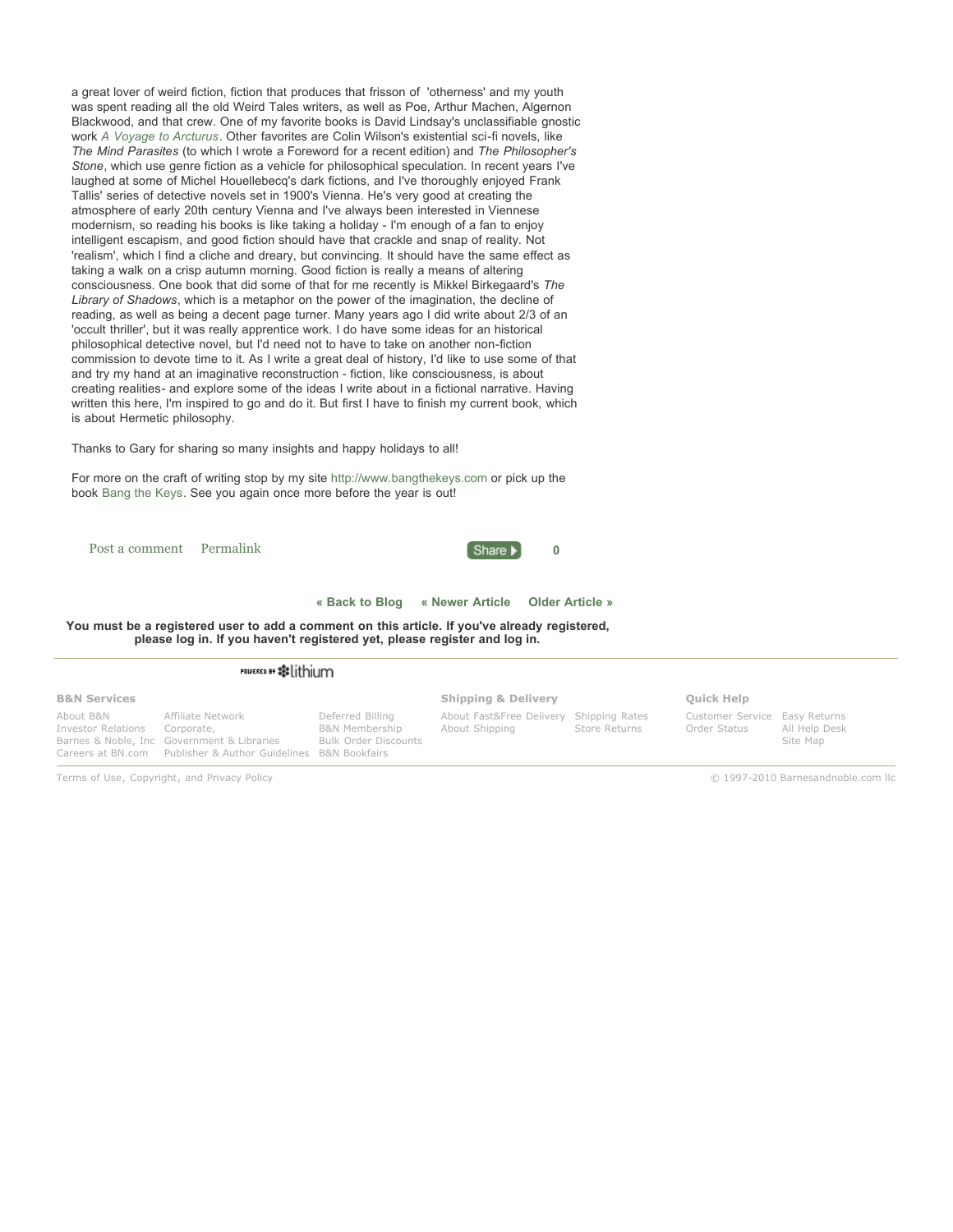a great lover of weird fiction, fiction that produces that frisson of 'otherness' and my youth was spent reading all the old Weird Tales writers, as well as Poe, Arthur Machen, Algernon Blackwood, and that crew. One of my favorite books is David Lindsay's unclassifiable gnostic work *A Voyage to Arcturus*. Other favorites are Colin Wilson's existential sci-fi novels, like *The Mind Parasites* (to which I wrote a Foreword for a recent edition) and *The Philosopher's Stone*, which use genre fiction as a vehicle for philosophical speculation. In recent years I've laughed at some of Michel Houellebecq's dark fictions, and I've thoroughly enjoyed Frank Tallis' series of detective novels set in 1900's Vienna. He's very good at creating the atmosphere of early 20th century Vienna and I've always been interested in Viennese modernism, so reading his books is like taking a holiday - I'm enough of a fan to enjoy intelligent escapism, and good fiction should have that crackle and snap of reality. Not 'realism', which I find a cliche and dreary, but convincing. It should have the same effect as taking a walk on a crisp autumn morning. Good fiction is really a means of altering consciousness. One book that did some of that for me recently is Mikkel Birkegaard's *The Library of Shadows*, which is a metaphor on the power of the imagination, the decline of reading, as well as being a decent page turner. Many years ago I did write about 2/3 of an 'occult thriller', but it was really apprentice work. I do have some ideas for an historical philosophical detective novel, but I'd need not to have to take on another non-fiction commission to devote time to it. As I write a great deal of history, I'd like to use some of that and try my hand at an imaginative reconstruction - fiction, like consciousness, is about creating realities- and explore some of the ideas I write about in a fictional narrative. Having written this here, I'm inspired to go and do it. But first I have to finish my current book, which is about Hermetic philosophy.

Thanks to Gary for sharing so many insights and happy holidays to all!

For more on the craft of writing stop by my site http://www.bangthekeys.com or pick up the book Bang the Keys. See you again once more before the year is out!

Post a comment Permalink Share 0

**« Back to Blog « Newer Article Older Article »**

**You must be a registered user to add a comment on this article. If you've already registered, please log in. If you haven't registered yet, please register and log in.**

POWERED BY lithium

**B&N Services**

About B&N
Investor Relations
Barnes & Noble, Inc
Careers at BN.com
Affiliate Network
Corporate,
Government & Libraries
Publisher & Author Guidelines
Deferred Billing
B&N Membership
Bulk Order Discounts
B&N Bookfairs

**Shipping & Delivery**

About Fast&Free Delivery
About Shipping
Shipping Rates
Store Returns

**Quick Help**

Customer Service
Order Status
Easy Returns
All Help Desk
Site Map

Terms of Use, Copyright, and Privacy Policy

© 1997-2010 Barnesandnoble.com llc